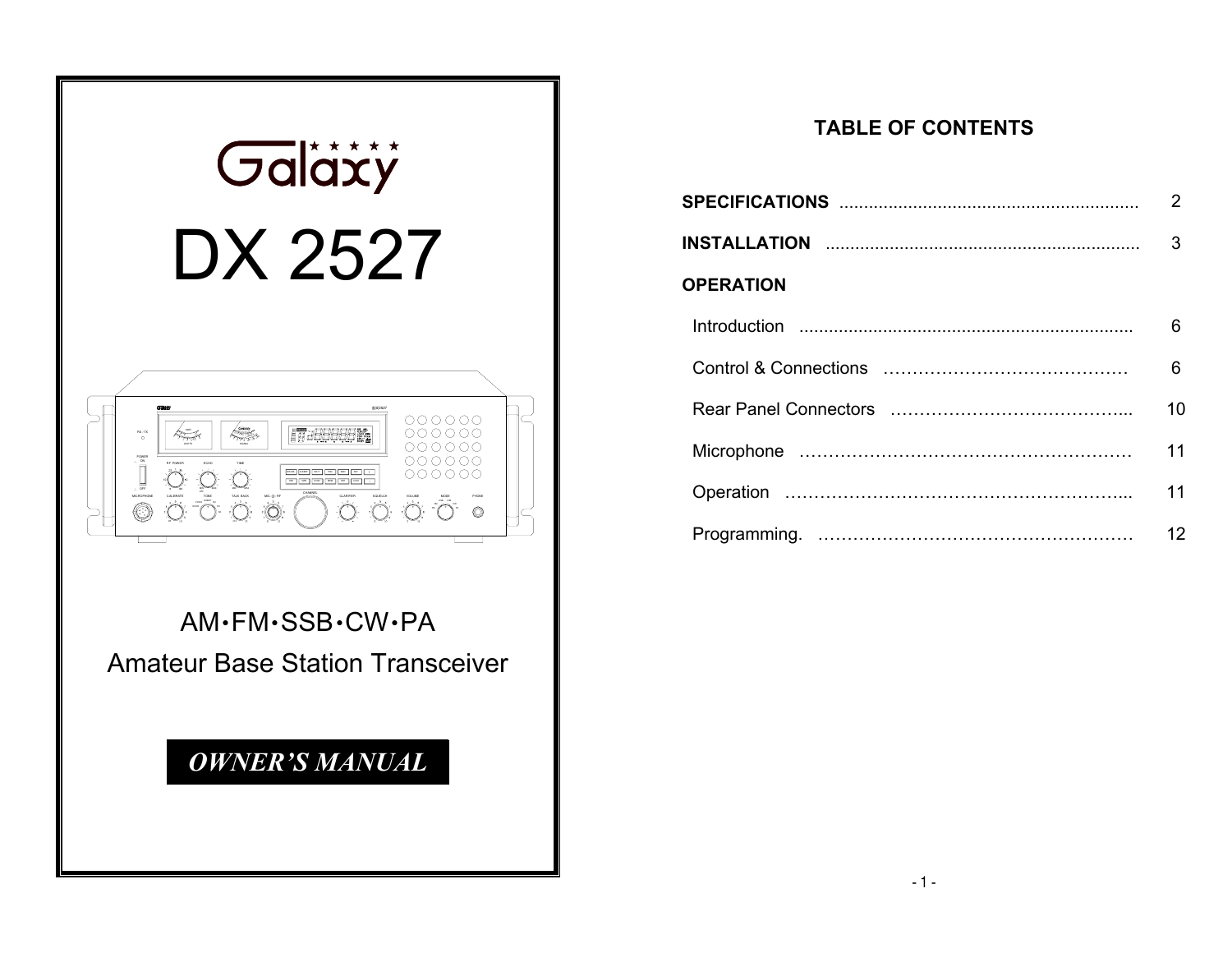# Galaxy

# DX 2527

AM•FM•SSB•CW•PA

Amateur Base Station Transceiver

***OWNER'S MANUAL***

## TABLE OF CONTENTS

| | |
|---|---|
| **SPECIFICATIONS** | 2 |
| **INSTALLATION** | 3 |
| **OPERATION** | |
| Introduction | 6 |
| Control & Connections | 6 |
| Rear Panel Connectors | 10 |
| Microphone | 11 |
| Operation | 11 |
| Programming. | 12 |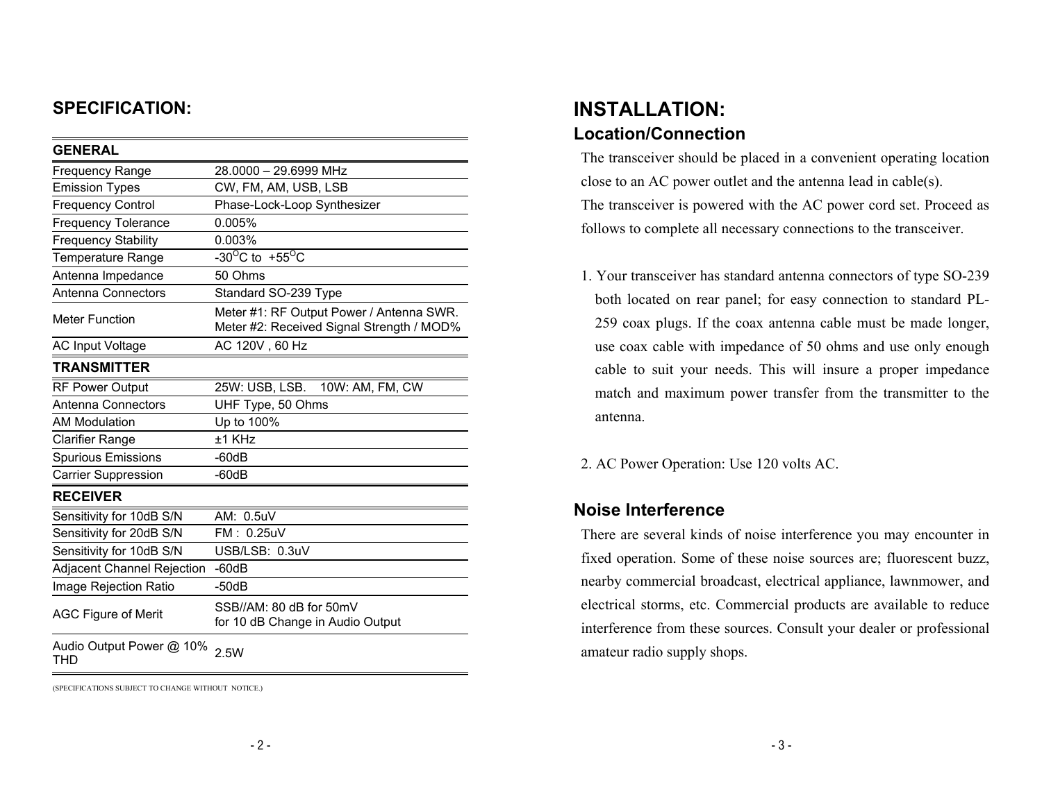## SPECIFICATION:

| GENERAL | |
|---|---|
| Frequency Range | 28.0000 – 29.6999 MHz |
| Emission Types | CW, FM, AM, USB, LSB |
| Frequency Control | Phase-Lock-Loop Synthesizer |
| Frequency Tolerance | 0.005% |
| Frequency Stability | 0.003% |
| Temperature Range | -30$^{O}$C to +55$^{O}$C |
| Antenna Impedance | 50 Ohms |
| Antenna Connectors | Standard SO-239 Type |
| Meter Function | Meter #1: RF Output Power / Antenna SWR.<br>Meter #2: Received Signal Strength / MOD% |
| AC Input Voltage | AC 120V , 60 Hz |
| **TRANSMITTER** | |
| RF Power Output | 25W: USB, LSB. 10W: AM, FM, CW |
| Antenna Connectors | UHF Type, 50 Ohms |
| AM Modulation | Up to 100% |
| Clarifier Range | ±1 KHz |
| Spurious Emissions | -60dB |
| Carrier Suppression | -60dB |
| **RECEIVER** | |
| Sensitivity for 10dB S/N | AM: 0.5uV |
| Sensitivity for 20dB S/N | FM : 0.25uV |
| Sensitivity for 10dB S/N | USB/LSB: 0.3uV |
| Adjacent Channel Rejection | -60dB |
| Image Rejection Ratio | -50dB |
| AGC Figure of Merit | SSB//AM: 80 dB for 50mV<br>for 10 dB Change in Audio Output |
| Audio Output Power @ 10% THD | 2.5W |

(SPECIFICATIONS SUBJECT TO CHANGE WITHOUT NOTICE.)

# INSTALLATION:

## Location/Connection

The transceiver should be placed in a convenient operating location close to an AC power outlet and the antenna lead in cable(s).
The transceiver is powered with the AC power cord set. Proceed as follows to complete all necessary connections to the transceiver.

1. Your transceiver has standard antenna connectors of type SO-239 both located on rear panel; for easy connection to standard PL-259 coax plugs. If the coax antenna cable must be made longer, use coax cable with impedance of 50 ohms and use only enough cable to suit your needs. This will insure a proper impedance match and maximum power transfer from the transmitter to the antenna.

2. AC Power Operation: Use 120 volts AC.

## Noise Interference

There are several kinds of noise interference you may encounter in fixed operation. Some of these noise sources are; fluorescent buzz, nearby commercial broadcast, electrical appliance, lawnmower, and electrical storms, etc. Commercial products are available to reduce interference from these sources. Consult your dealer or professional amateur radio supply shops.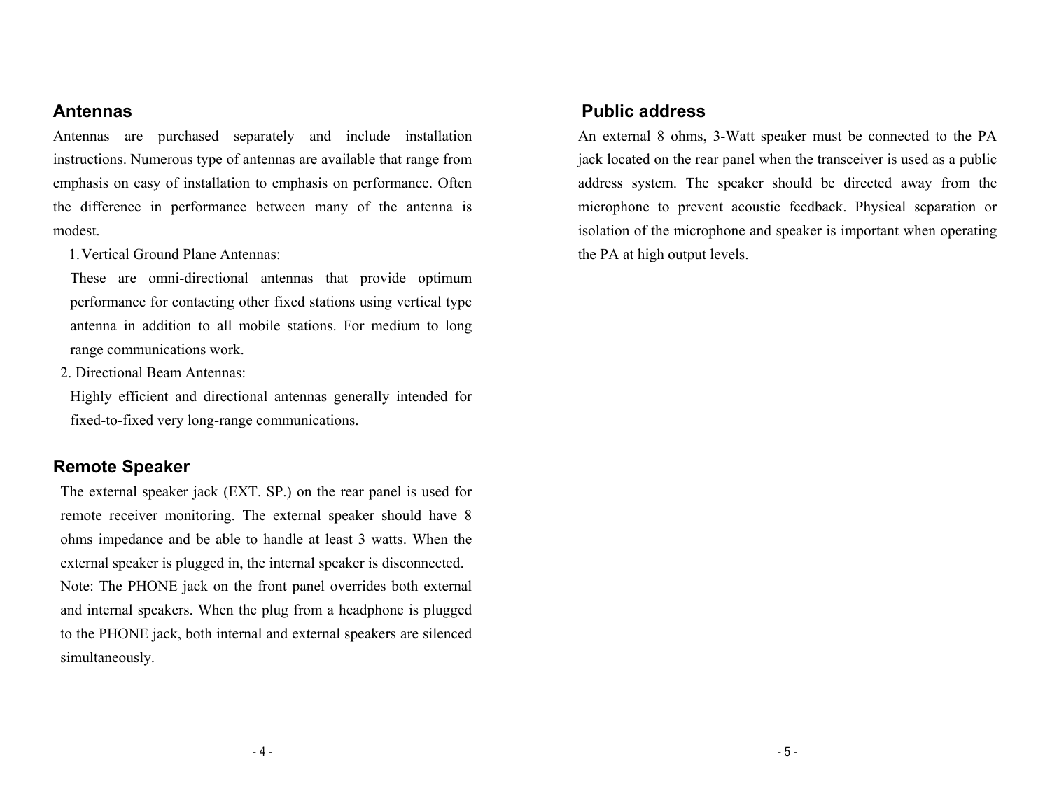## Antennas

Antennas are purchased separately and include installation instructions. Numerous type of antennas are available that range from emphasis on easy of installation to emphasis on performance. Often the difference in performance between many of the antenna is modest.

1. Vertical Ground Plane Antennas:

   These are omni-directional antennas that provide optimum performance for contacting other fixed stations using vertical type antenna in addition to all mobile stations. For medium to long range communications work.

2. Directional Beam Antennas:

   Highly efficient and directional antennas generally intended for fixed-to-fixed very long-range communications.

## Remote Speaker

The external speaker jack (EXT. SP.) on the rear panel is used for remote receiver monitoring. The external speaker should have 8 ohms impedance and be able to handle at least 3 watts. When the external speaker is plugged in, the internal speaker is disconnected.

Note: The PHONE jack on the front panel overrides both external and internal speakers. When the plug from a headphone is plugged to the PHONE jack, both internal and external speakers are silenced simultaneously.

## Public address

An external 8 ohms, 3-Watt speaker must be connected to the PA jack located on the rear panel when the transceiver is used as a public address system. The speaker should be directed away from the microphone to prevent acoustic feedback. Physical separation or isolation of the microphone and speaker is important when operating the PA at high output levels.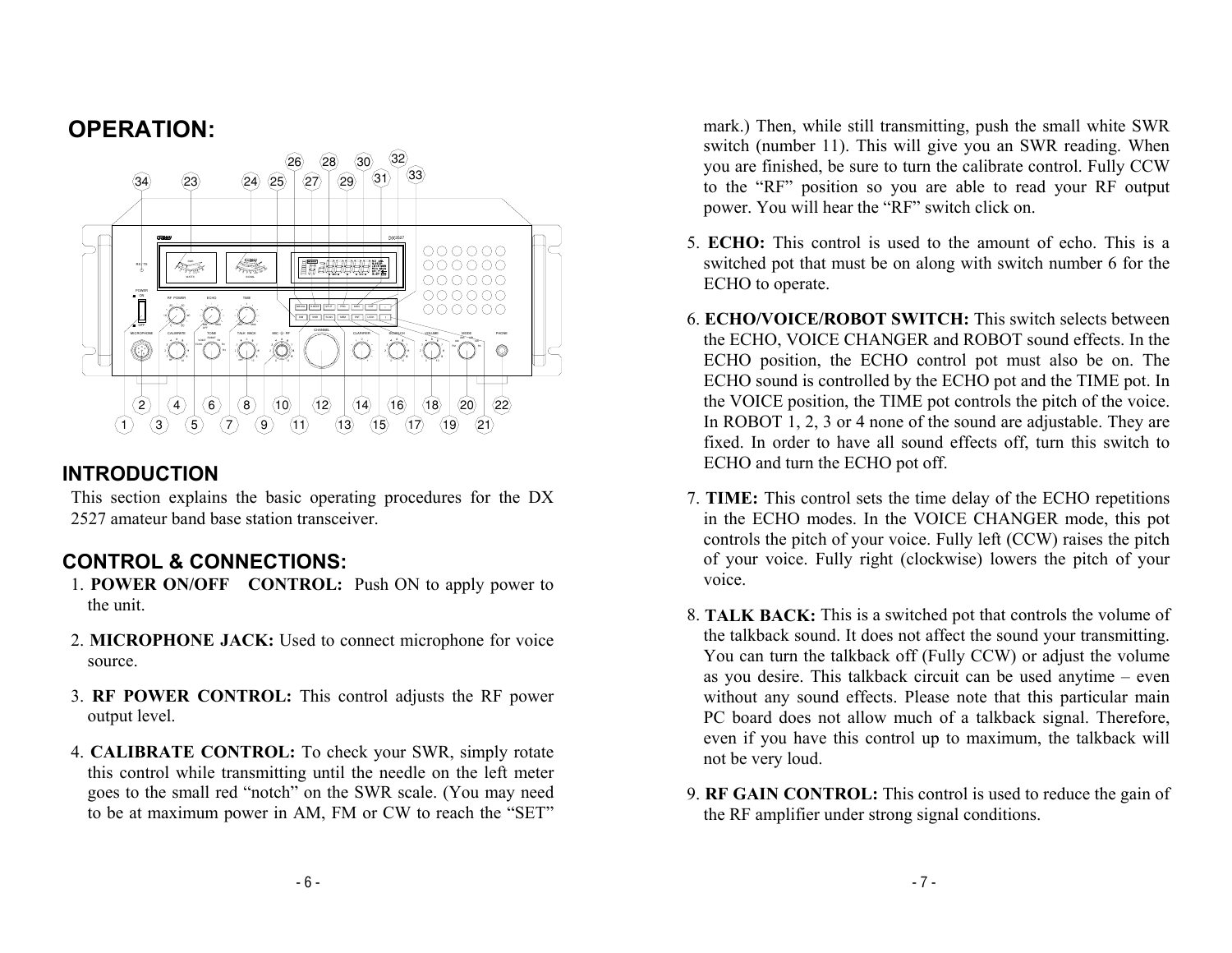# OPERATION:

## INTRODUCTION

This section explains the basic operating procedures for the DX 2527 amateur band base station transceiver.

## CONTROL & CONNECTIONS:

1. **POWER ON/OFF CONTROL:** Push ON to apply power to the unit.

2. **MICROPHONE JACK:** Used to connect microphone for voice source.

3. **RF POWER CONTROL:** This control adjusts the RF power output level.

4. **CALIBRATE CONTROL:** To check your SWR, simply rotate this control while transmitting until the needle on the left meter goes to the small red "notch" on the SWR scale. (You may need to be at maximum power in AM, FM or CW to reach the "SET" mark.) Then, while still transmitting, push the small white SWR switch (number 11). This will give you an SWR reading. When you are finished, be sure to turn the calibrate control. Fully CCW to the "RF" position so you are able to read your RF output power. You will hear the "RF" switch click on.

5. **ECHO:** This control is used to the amount of echo. This is a switched pot that must be on along with switch number 6 for the ECHO to operate.

6. **ECHO/VOICE/ROBOT SWITCH:** This switch selects between the ECHO, VOICE CHANGER and ROBOT sound effects. In the ECHO position, the ECHO control pot must also be on. The ECHO sound is controlled by the ECHO pot and the TIME pot. In the VOICE position, the TIME pot controls the pitch of the voice. In ROBOT 1, 2, 3 or 4 none of the sound are adjustable. They are fixed. In order to have all sound effects off, turn this switch to ECHO and turn the ECHO pot off.

7. **TIME:** This control sets the time delay of the ECHO repetitions in the ECHO modes. In the VOICE CHANGER mode, this pot controls the pitch of your voice. Fully left (CCW) raises the pitch of your voice. Fully right (clockwise) lowers the pitch of your voice.

8. **TALK BACK:** This is a switched pot that controls the volume of the talkback sound. It does not affect the sound your transmitting. You can turn the talkback off (Fully CCW) or adjust the volume as you desire. This talkback circuit can be used anytime – even without any sound effects. Please note that this particular main PC board does not allow much of a talkback signal. Therefore, even if you have this control up to maximum, the talkback will not be very loud.

9. **RF GAIN CONTROL:** This control is used to reduce the gain of the RF amplifier under strong signal conditions.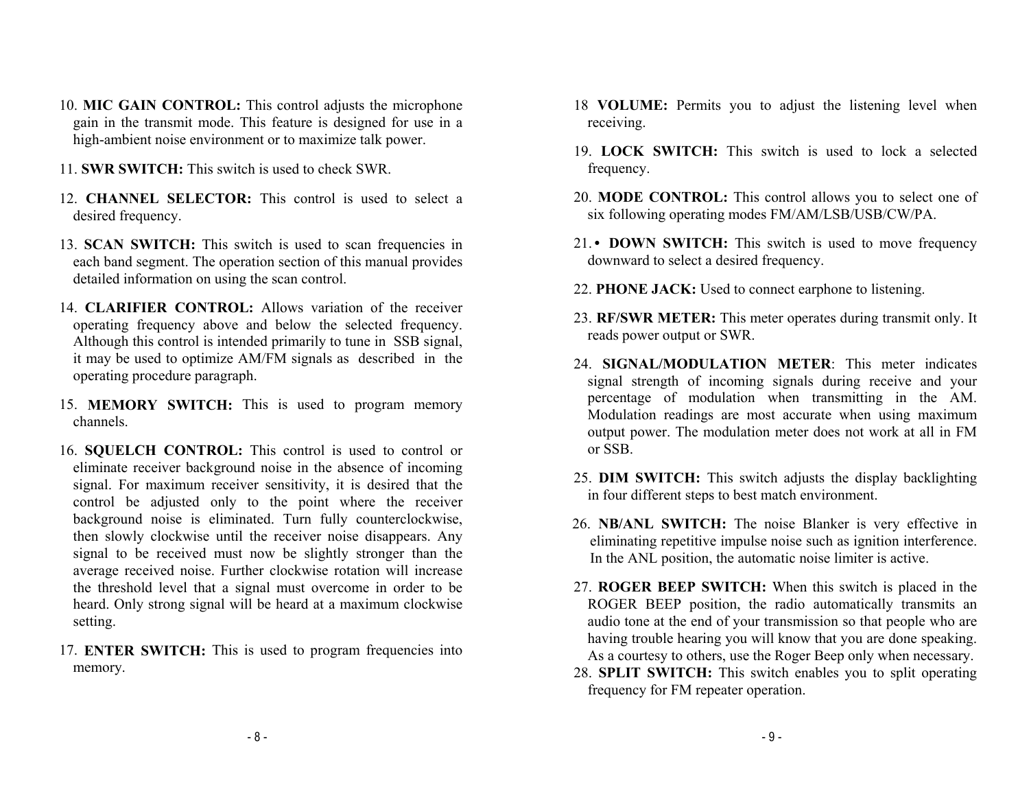10. **MIC GAIN CONTROL:** This control adjusts the microphone gain in the transmit mode. This feature is designed for use in a high-ambient noise environment or to maximize talk power.

11. **SWR SWITCH:** This switch is used to check SWR.

12. **CHANNEL SELECTOR:** This control is used to select a desired frequency.

13. **SCAN SWITCH:** This switch is used to scan frequencies in each band segment. The operation section of this manual provides detailed information on using the scan control.

14. **CLARIFIER CONTROL:** Allows variation of the receiver operating frequency above and below the selected frequency. Although this control is intended primarily to tune in SSB signal, it may be used to optimize AM/FM signals as described in the operating procedure paragraph.

15. **MEMORY SWITCH:** This is used to program memory channels.

16. **SQUELCH CONTROL:** This control is used to control or eliminate receiver background noise in the absence of incoming signal. For maximum receiver sensitivity, it is desired that the control be adjusted only to the point where the receiver background noise is eliminated. Turn fully counterclockwise, then slowly clockwise until the receiver noise disappears. Any signal to be received must now be slightly stronger than the average received noise. Further clockwise rotation will increase the threshold level that a signal must overcome in order to be heard. Only strong signal will be heard at a maximum clockwise setting.

17. **ENTER SWITCH:** This is used to program frequencies into memory.

18 **VOLUME:** Permits you to adjust the listening level when receiving.

19. **LOCK SWITCH:** This switch is used to lock a selected frequency.

20. **MODE CONTROL:** This control allows you to select one of six following operating modes FM/AM/LSB/USB/CW/PA.

21. • **DOWN SWITCH:** This switch is used to move frequency downward to select a desired frequency.

22. **PHONE JACK:** Used to connect earphone to listening.

23. **RF/SWR METER:** This meter operates during transmit only. It reads power output or SWR.

24. **SIGNAL/MODULATION METER**: This meter indicates signal strength of incoming signals during receive and your percentage of modulation when transmitting in the AM. Modulation readings are most accurate when using maximum output power. The modulation meter does not work at all in FM or SSB.

25. **DIM SWITCH:** This switch adjusts the display backlighting in four different steps to best match environment.

26. **NB/ANL SWITCH:** The noise Blanker is very effective in eliminating repetitive impulse noise such as ignition interference. In the ANL position, the automatic noise limiter is active.

27. **ROGER BEEP SWITCH:** When this switch is placed in the ROGER BEEP position, the radio automatically transmits an audio tone at the end of your transmission so that people who are having trouble hearing you will know that you are done speaking. As a courtesy to others, use the Roger Beep only when necessary.

28. **SPLIT SWITCH:** This switch enables you to split operating frequency for FM repeater operation.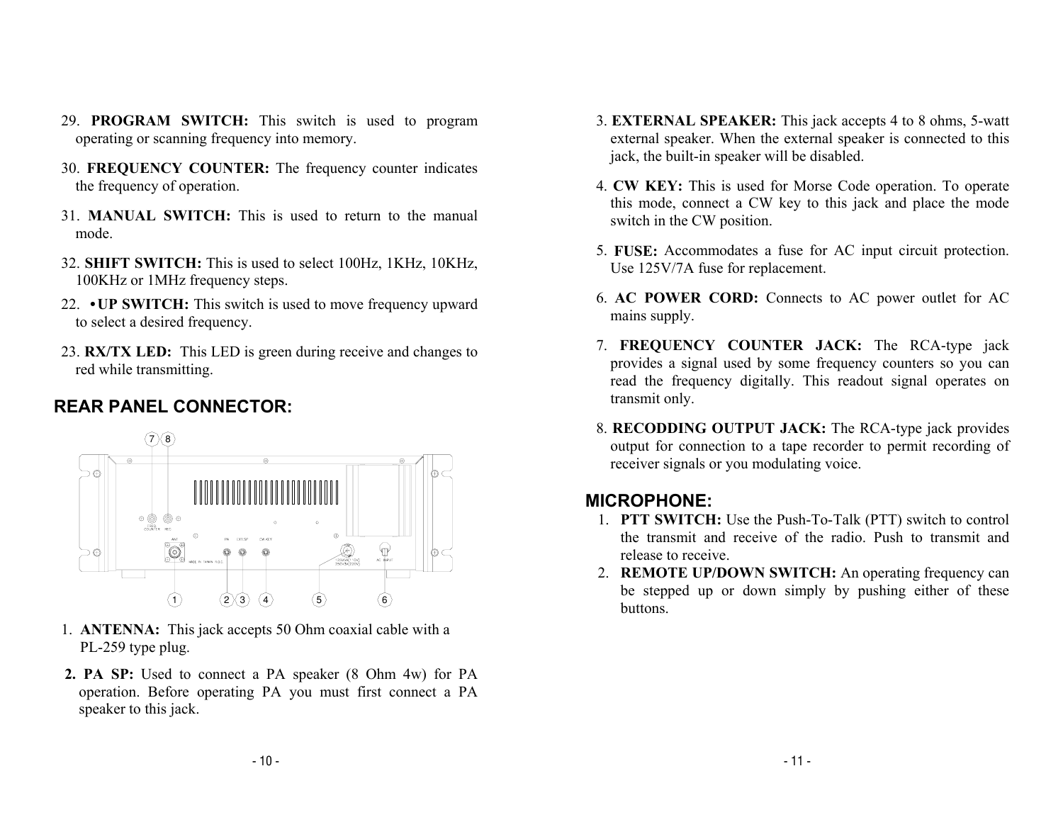29. **PROGRAM SWITCH:** This switch is used to program operating or scanning frequency into memory.

30. **FREQUENCY COUNTER:** The frequency counter indicates the frequency of operation.

31. **MANUAL SWITCH:** This is used to return to the manual mode.

32. **SHIFT SWITCH:** This is used to select 100Hz, 1KHz, 10KHz, 100KHz or 1MHz frequency steps.

22. **• UP SWITCH:** This switch is used to move frequency upward to select a desired frequency.

23. **RX/TX LED:** This LED is green during receive and changes to red while transmitting.

## REAR PANEL CONNECTOR:

1. **ANTENNA:** This jack accepts 50 Ohm coaxial cable with a PL-259 type plug.

2. **PA SP:** Used to connect a PA speaker (8 Ohm 4w) for PA operation. Before operating PA you must first connect a PA speaker to this jack.

3. **EXTERNAL SPEAKER:** This jack accepts 4 to 8 ohms, 5-watt external speaker. When the external speaker is connected to this jack, the built-in speaker will be disabled.

4. **CW KEY:** This is used for Morse Code operation. To operate this mode, connect a CW key to this jack and place the mode switch in the CW position.

5. **FUSE:** Accommodates a fuse for AC input circuit protection. Use 125V/7A fuse for replacement.

6. **AC POWER CORD:** Connects to AC power outlet for AC mains supply.

7. **FREQUENCY COUNTER JACK:** The RCA-type jack provides a signal used by some frequency counters so you can read the frequency digitally. This readout signal operates on transmit only.

8. **RECODDING OUTPUT JACK:** The RCA-type jack provides output for connection to a tape recorder to permit recording of receiver signals or you modulating voice.

## MICROPHONE:

1. **PTT SWITCH:** Use the Push-To-Talk (PTT) switch to control the transmit and receive of the radio. Push to transmit and release to receive.
2. **REMOTE UP/DOWN SWITCH:** An operating frequency can be stepped up or down simply by pushing either of these buttons.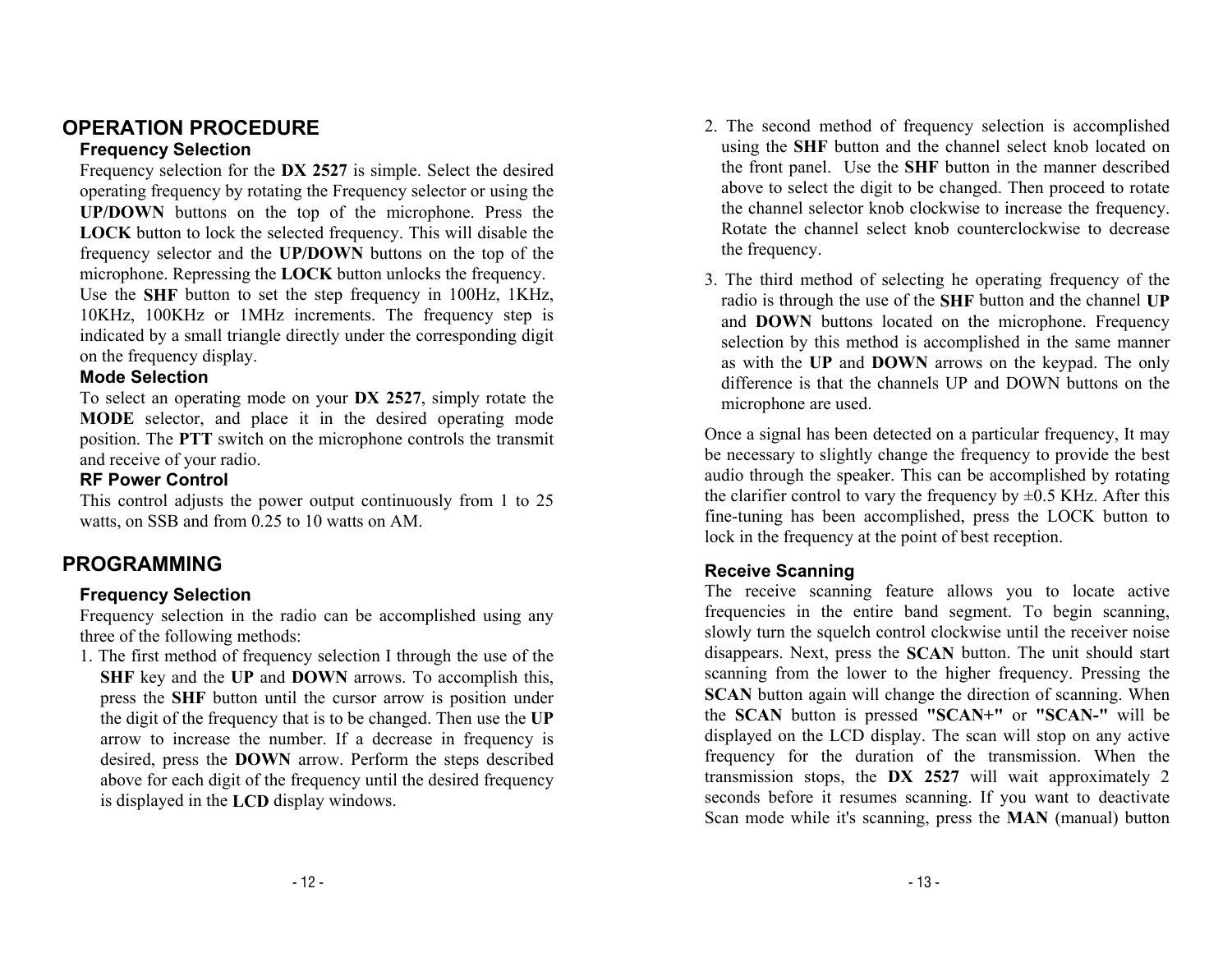# OPERATION PROCEDURE

### Frequency Selection

Frequency selection for the **DX 2527** is simple. Select the desired operating frequency by rotating the Frequency selector or using the **UP/DOWN** buttons on the top of the microphone. Press the **LOCK** button to lock the selected frequency. This will disable the frequency selector and the **UP/DOWN** buttons on the top of the microphone. Repressing the **LOCK** button unlocks the frequency.

Use the **SHF** button to set the step frequency in 100Hz, 1KHz, 10KHz, 100KHz or 1MHz increments. The frequency step is indicated by a small triangle directly under the corresponding digit on the frequency display.

### Mode Selection

To select an operating mode on your **DX 2527**, simply rotate the **MODE** selector, and place it in the desired operating mode position. The **PTT** switch on the microphone controls the transmit and receive of your radio.

### RF Power Control

This control adjusts the power output continuously from 1 to 25 watts, on SSB and from 0.25 to 10 watts on AM.

# PROGRAMMING

### Frequency Selection

Frequency selection in the radio can be accomplished using any three of the following methods:

1. The first method of frequency selection I through the use of the **SHF** key and the **UP** and **DOWN** arrows. To accomplish this, press the **SHF** button until the cursor arrow is position under the digit of the frequency that is to be changed. Then use the **UP** arrow to increase the number. If a decrease in frequency is desired, press the **DOWN** arrow. Perform the steps described above for each digit of the frequency until the desired frequency is displayed in the **LCD** display windows.
2. The second method of frequency selection is accomplished using the **SHF** button and the channel select knob located on the front panel. Use the **SHF** button in the manner described above to select the digit to be changed. Then proceed to rotate the channel selector knob clockwise to increase the frequency. Rotate the channel select knob counterclockwise to decrease the frequency.
3. The third method of selecting he operating frequency of the radio is through the use of the **SHF** button and the channel **UP** and **DOWN** buttons located on the microphone. Frequency selection by this method is accomplished in the same manner as with the **UP** and **DOWN** arrows on the keypad. The only difference is that the channels UP and DOWN buttons on the microphone are used.

Once a signal has been detected on a particular frequency, It may be necessary to slightly change the frequency to provide the best audio through the speaker. This can be accomplished by rotating the clarifier control to vary the frequency by ±0.5 KHz. After this fine-tuning has been accomplished, press the LOCK button to lock in the frequency at the point of best reception.

### Receive Scanning

The receive scanning feature allows you to locate active frequencies in the entire band segment. To begin scanning, slowly turn the squelch control clockwise until the receiver noise disappears. Next, press the **SCAN** button. The unit should start scanning from the lower to the higher frequency. Pressing the **SCAN** button again will change the direction of scanning. When the **SCAN** button is pressed **"SCAN+"** or **"SCAN-"** will be displayed on the LCD display. The scan will stop on any active frequency for the duration of the transmission. When the transmission stops, the **DX 2527** will wait approximately 2 seconds before it resumes scanning. If you want to deactivate Scan mode while it's scanning, press the **MAN** (manual) button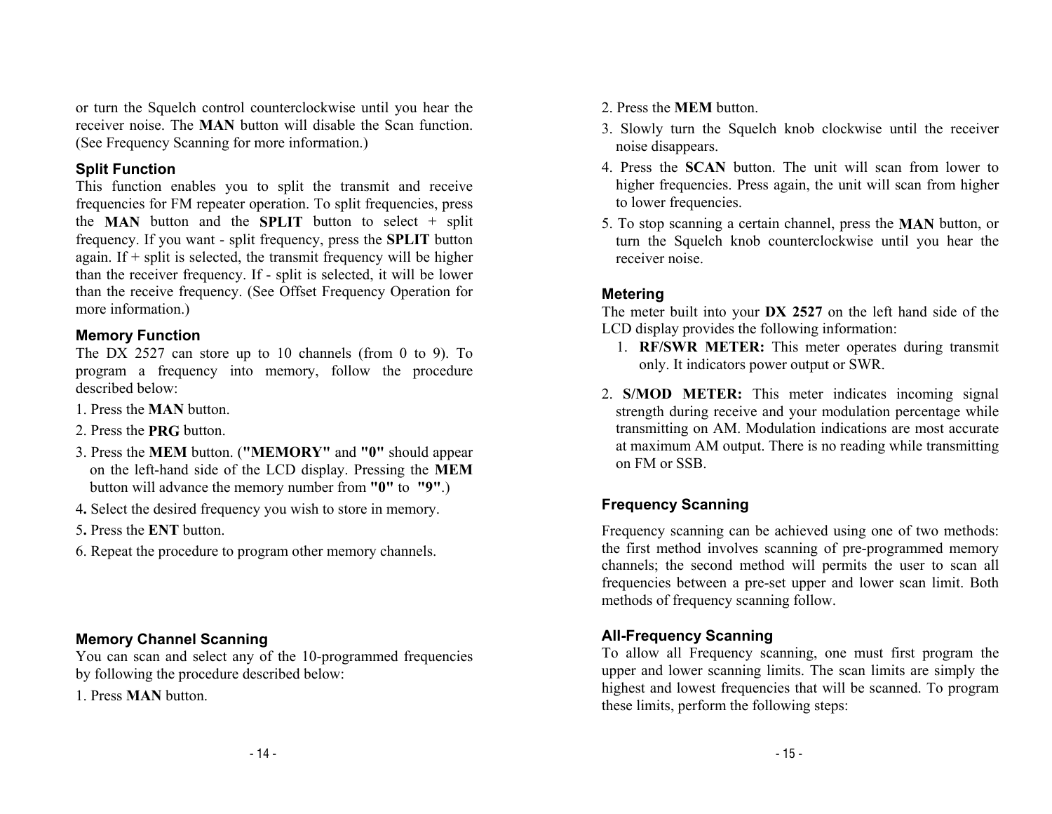or turn the Squelch control counterclockwise until you hear the receiver noise. The **MAN** button will disable the Scan function. (See Frequency Scanning for more information.)

### Split Function

This function enables you to split the transmit and receive frequencies for FM repeater operation. To split frequencies, press the **MAN** button and the **SPLIT** button to select + split frequency. If you want - split frequency, press the **SPLIT** button again. If + split is selected, the transmit frequency will be higher than the receiver frequency. If - split is selected, it will be lower than the receive frequency. (See Offset Frequency Operation for more information.)

### Memory Function

The DX 2527 can store up to 10 channels (from 0 to 9). To program a frequency into memory, follow the procedure described below:

1. Press the **MAN** button.
2. Press the **PRG** button.
3. Press the **MEM** button. (**"MEMORY"** and **"0"** should appear on the left-hand side of the LCD display. Pressing the **MEM** button will advance the memory number from **"0"** to **"9"**.)
4. Select the desired frequency you wish to store in memory.
5. Press the **ENT** button.
6. Repeat the procedure to program other memory channels.

### Memory Channel Scanning

You can scan and select any of the 10-programmed frequencies by following the procedure described below:

1. Press **MAN** button.
2. Press the **MEM** button.
3. Slowly turn the Squelch knob clockwise until the receiver noise disappears.
4. Press the **SCAN** button. The unit will scan from lower to higher frequencies. Press again, the unit will scan from higher to lower frequencies.
5. To stop scanning a certain channel, press the **MAN** button, or turn the Squelch knob counterclockwise until you hear the receiver noise.

### Metering

The meter built into your **DX 2527** on the left hand side of the LCD display provides the following information:

1. **RF/SWR METER:** This meter operates during transmit only. It indicators power output or SWR.
2. **S/MOD METER:** This meter indicates incoming signal strength during receive and your modulation percentage while transmitting on AM. Modulation indications are most accurate at maximum AM output. There is no reading while transmitting on FM or SSB.

### Frequency Scanning

Frequency scanning can be achieved using one of two methods: the first method involves scanning of pre-programmed memory channels; the second method will permits the user to scan all frequencies between a pre-set upper and lower scan limit. Both methods of frequency scanning follow.

### All-Frequency Scanning

To allow all Frequency scanning, one must first program the upper and lower scanning limits. The scan limits are simply the highest and lowest frequencies that will be scanned. To program these limits, perform the following steps: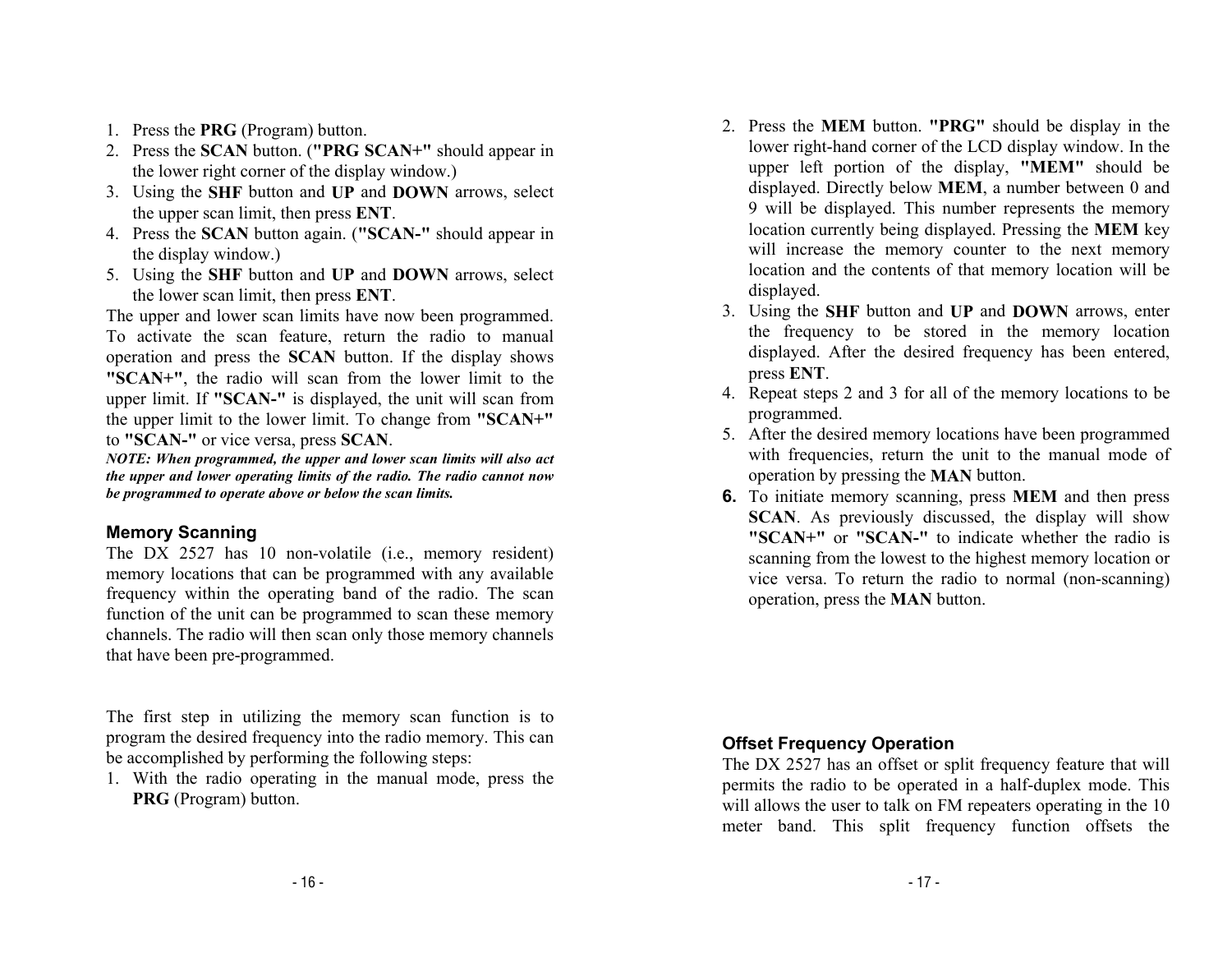1. Press the **PRG** (Program) button.
2. Press the **SCAN** button. (**"PRG SCAN+"** should appear in the lower right corner of the display window.)
3. Using the **SHF** button and **UP** and **DOWN** arrows, select the upper scan limit, then press **ENT**.
4. Press the **SCAN** button again. (**"SCAN-"** should appear in the display window.)
5. Using the **SHF** button and **UP** and **DOWN** arrows, select the lower scan limit, then press **ENT**.

The upper and lower scan limits have now been programmed. To activate the scan feature, return the radio to manual operation and press the **SCAN** button. If the display shows **"SCAN+"**, the radio will scan from the lower limit to the upper limit. If **"SCAN-"** is displayed, the unit will scan from the upper limit to the lower limit. To change from **"SCAN+"** to **"SCAN-"** or vice versa, press **SCAN**.

***NOTE: When programmed, the upper and lower scan limits will also act the upper and lower operating limits of the radio. The radio cannot now be programmed to operate above or below the scan limits.***

### Memory Scanning

The DX 2527 has 10 non-volatile (i.e., memory resident) memory locations that can be programmed with any available frequency within the operating band of the radio. The scan function of the unit can be programmed to scan these memory channels. The radio will then scan only those memory channels that have been pre-programmed.

The first step in utilizing the memory scan function is to program the desired frequency into the radio memory. This can be accomplished by performing the following steps:

1. With the radio operating in the manual mode, press the **PRG** (Program) button.
2. Press the **MEM** button. **"PRG"** should be display in the lower right-hand corner of the LCD display window. In the upper left portion of the display, **"MEM"** should be displayed. Directly below **MEM**, a number between 0 and 9 will be displayed. This number represents the memory location currently being displayed. Pressing the **MEM** key will increase the memory counter to the next memory location and the contents of that memory location will be displayed.
3. Using the **SHF** button and **UP** and **DOWN** arrows, enter the frequency to be stored in the memory location displayed. After the desired frequency has been entered, press **ENT**.
4. Repeat steps 2 and 3 for all of the memory locations to be programmed.
5. After the desired memory locations have been programmed with frequencies, return the unit to the manual mode of operation by pressing the **MAN** button.
6. To initiate memory scanning, press **MEM** and then press **SCAN**. As previously discussed, the display will show **"SCAN+"** or **"SCAN-"** to indicate whether the radio is scanning from the lowest to the highest memory location or vice versa. To return the radio to normal (non-scanning) operation, press the **MAN** button.

### Offset Frequency Operation

The DX 2527 has an offset or split frequency feature that will permits the radio to be operated in a half-duplex mode. This will allows the user to talk on FM repeaters operating in the 10 meter band. This split frequency function offsets the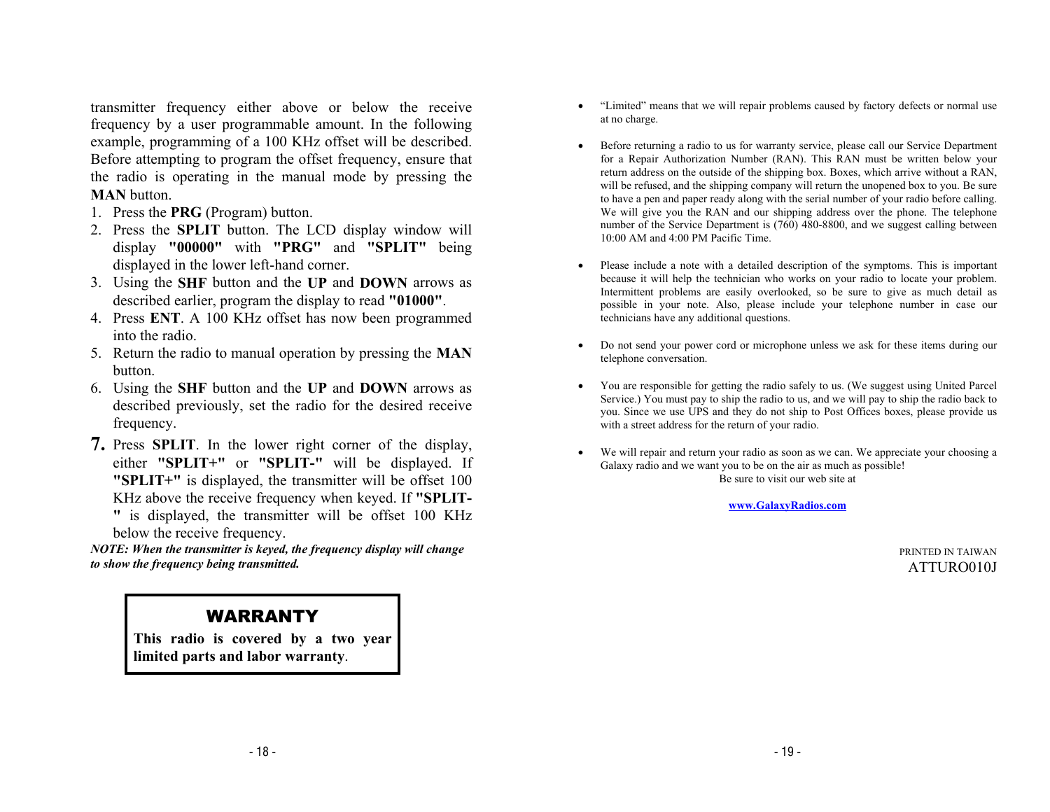transmitter frequency either above or below the receive frequency by a user programmable amount. In the following example, programming of a 100 KHz offset will be described. Before attempting to program the offset frequency, ensure that the radio is operating in the manual mode by pressing the **MAN** button.

1. Press the **PRG** (Program) button.
2. Press the **SPLIT** button. The LCD display window will display **"00000"** with **"PRG"** and **"SPLIT"** being displayed in the lower left-hand corner.
3. Using the **SHF** button and the **UP** and **DOWN** arrows as described earlier, program the display to read **"01000"**.
4. Press **ENT**. A 100 KHz offset has now been programmed into the radio.
5. Return the radio to manual operation by pressing the **MAN** button.
6. Using the **SHF** button and the **UP** and **DOWN** arrows as described previously, set the radio for the desired receive frequency.
7. Press **SPLIT**. In the lower right corner of the display, either **"SPLIT+"** or **"SPLIT-"** will be displayed. If **"SPLIT+"** is displayed, the transmitter will be offset 100 KHz above the receive frequency when keyed. If **"SPLIT-"** is displayed, the transmitter will be offset 100 KHz below the receive frequency.

***NOTE: When the transmitter is keyed, the frequency display will change to show the frequency being transmitted.***

## WARRANTY

**This radio is covered by a two year limited parts and labor warranty**.

- "Limited" means that we will repair problems caused by factory defects or normal use at no charge.
- Before returning a radio to us for warranty service, please call our Service Department for a Repair Authorization Number (RAN). This RAN must be written below your return address on the outside of the shipping box. Boxes, which arrive without a RAN, will be refused, and the shipping company will return the unopened box to you. Be sure to have a pen and paper ready along with the serial number of your radio before calling. We will give you the RAN and our shipping address over the phone. The telephone number of the Service Department is (760) 480-8800, and we suggest calling between 10:00 AM and 4:00 PM Pacific Time.
- Please include a note with a detailed description of the symptoms. This is important because it will help the technician who works on your radio to locate your problem. Intermittent problems are easily overlooked, so be sure to give as much detail as possible in your note. Also, please include your telephone number in case our technicians have any additional questions.
- Do not send your power cord or microphone unless we ask for these items during our telephone conversation.
- You are responsible for getting the radio safely to us. (We suggest using United Parcel Service.) You must pay to ship the radio to us, and we will pay to ship the radio back to you. Since we use UPS and they do not ship to Post Offices boxes, please provide us with a street address for the return of your radio.
- We will repair and return your radio as soon as we can. We appreciate your choosing a Galaxy radio and we want you to be on the air as much as possible!

Be sure to visit our web site at

**www.GalaxyRadios.com**

PRINTED IN TAIWAN

ATTURO010J